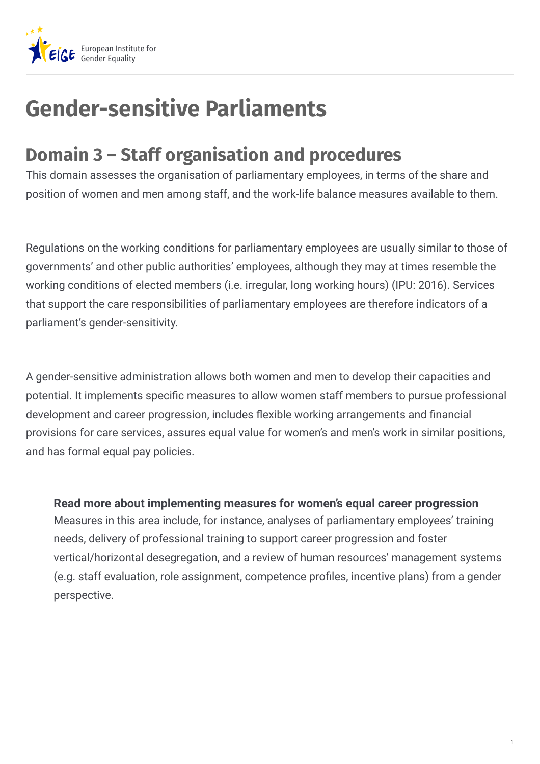# Gender-sensitive Parliaments

## Domain 3 – Staff organisation and procedures

This domain assesses the organisation of parliamentary employees, in terms of the share and position of women and men among staff, and the work-life balance measures available to them.

Regulations on the working conditions for parliamentary employees are usually similar to those of governments' and other public authorities' employees, although they may at times resemble the working conditions of elected members (i.e. irregular, long working hours) (IPU: 2016). Services that support the care responsibilities of parliamentary employees are therefore indicators of a parliament's gender-sensitivity.

A gender-sensitive administration allows both women and men to develop their capacities and potential. It implements specific measures to allow women staff members to pursue professional development and career progression, includes flexible working arrangements and financial provisions for care services, assures equal value for women's and men's work in similar positions, and has formal equal pay policies.

> **Read more about implementing measures for women's equal career progression**
> Measures in this area include, for instance, analyses of parliamentary employees' training needs, delivery of professional training to support career progression and foster vertical/horizontal desegregation, and a review of human resources' management systems (e.g. staff evaluation, role assignment, competence profiles, incentive plans) from a gender perspective.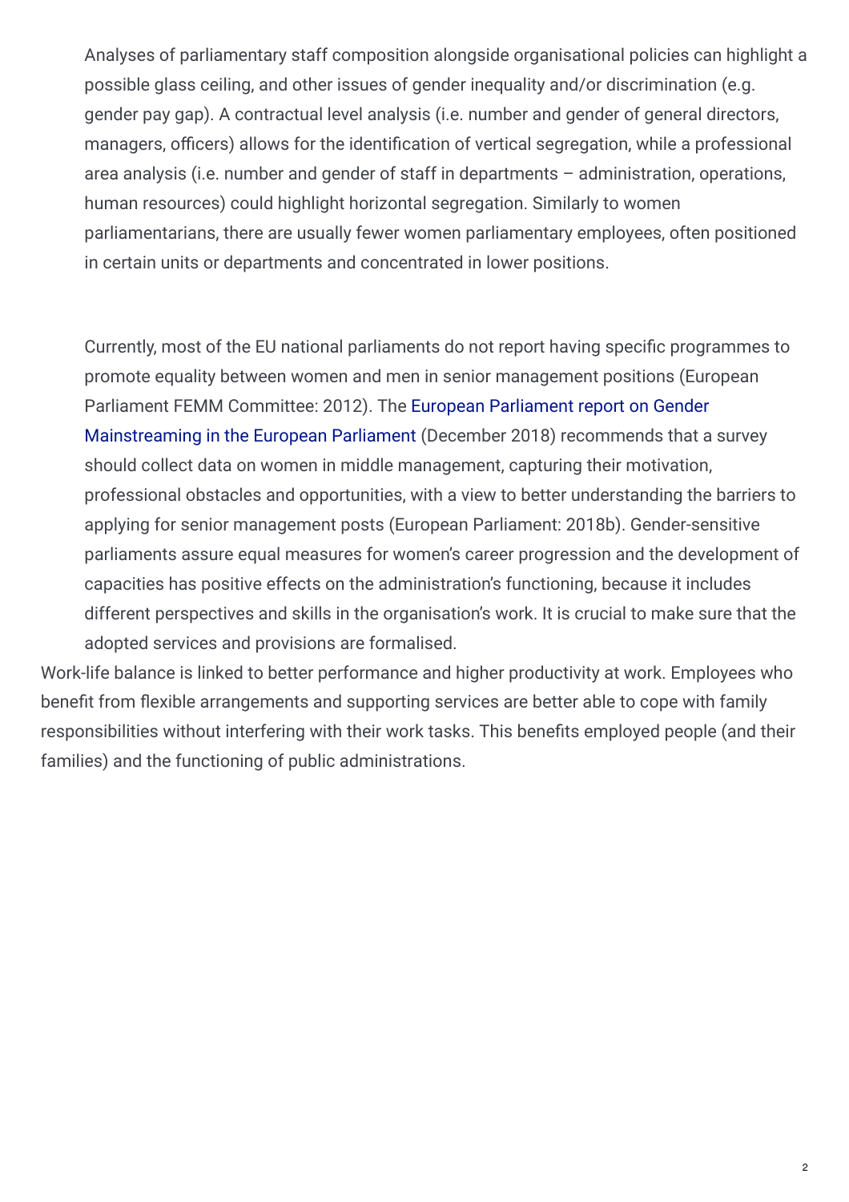Analyses of parliamentary staff composition alongside organisational policies can highlight a possible glass ceiling, and other issues of gender inequality and/or discrimination (e.g. gender pay gap). A contractual level analysis (i.e. number and gender of general directors, managers, officers) allows for the identification of vertical segregation, while a professional area analysis (i.e. number and gender of staff in departments – administration, operations, human resources) could highlight horizontal segregation. Similarly to women parliamentarians, there are usually fewer women parliamentary employees, often positioned in certain units or departments and concentrated in lower positions.

Currently, most of the EU national parliaments do not report having specific programmes to promote equality between women and men in senior management positions (European Parliament FEMM Committee: 2012). The European Parliament report on Gender Mainstreaming in the European Parliament (December 2018) recommends that a survey should collect data on women in middle management, capturing their motivation, professional obstacles and opportunities, with a view to better understanding the barriers to applying for senior management posts (European Parliament: 2018b). Gender-sensitive parliaments assure equal measures for women's career progression and the development of capacities has positive effects on the administration's functioning, because it includes different perspectives and skills in the organisation's work. It is crucial to make sure that the adopted services and provisions are formalised.

Work-life balance is linked to better performance and higher productivity at work. Employees who benefit from flexible arrangements and supporting services are better able to cope with family responsibilities without interfering with their work tasks. This benefits employed people (and their families) and the functioning of public administrations.